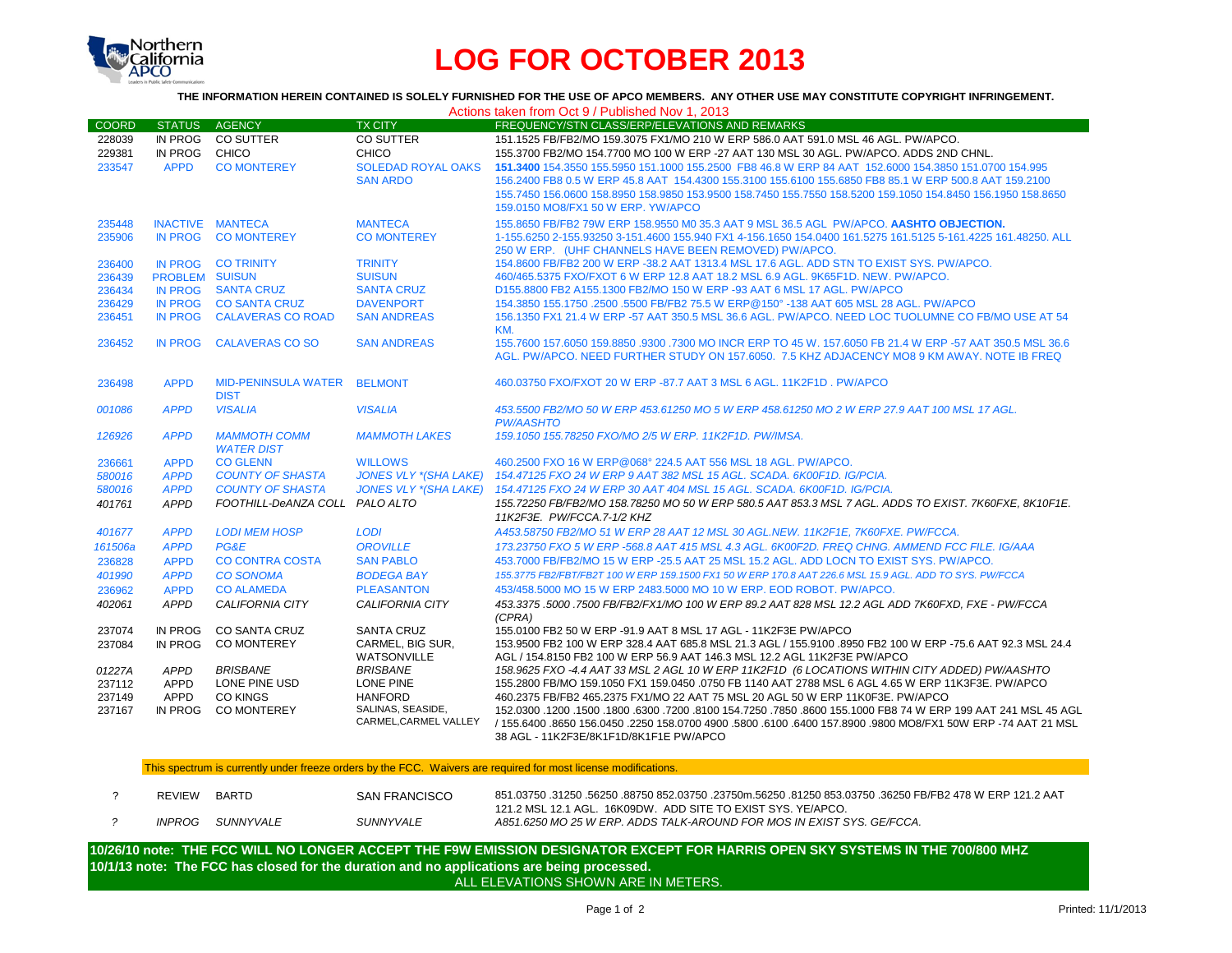# LOG FOR OCTOBER 2013

**THE INFORMATION HEREIN CONTAINED IS SOLELY FURNISHED FOR THE USE OF APCO MEMBERS. ANY OTHER USE MAY CONSTITUTE COPYRIGHT INFRINGEMENT.**

Actions taken from Oct 9 / Published Nov 1, 2013

| COORD | STATUS | AGENCY | TX CITY | FREQUENCY/STN CLASS/ERP/ELEVATIONS AND REMARKS |
|---|---|---|---|---|
| 228039 | IN PROG | CO SUTTER | CO SUTTER | 151.1525 FB/FB2/MO 159.3075 FX1/MO 210 W ERP 586.0 AAT 591.0 MSL 46 AGL. PW/APCO. |
| 229381 | IN PROG | CHICO | CHICO | 155.3700 FB2/MO 154.7700 MO 100 W ERP -27 AAT 130 MSL 30 AGL. PW/APCO. ADDS 2ND CHNL. |
| 233547 | APPD | CO MONTEREY | SOLEDAD ROYAL OAKS SAN ARDO | **151.3400** 154.3550 155.5950 151.1000 155.2500 FB8 46.8 W ERP 84 AAT 152.6000 154.3850 151.0700 154.995 156.2400 FB8 0.5 W ERP 45.8 AAT 154.4300 155.3100 155.6100 155.6850 FB8 85.1 W ERP 500.8 AAT 159.2100 155.7450 156.0600 158.8950 158.9850 153.9500 158.7450 155.7550 158.5200 159.1050 154.8450 156.1950 158.8650 159.0150 MO8/FX1 50 W ERP. YW/APCO |
| 235448 | INACTIVE | MANTECA | MANTECA | 155.8650 FB/FB2 79W ERP 158.9550 M0 35.3 AAT 9 MSL 36.5 AGL PW/APCO. **AASHTO OBJECTION.** |
| 235906 | IN PROG | CO MONTEREY | CO MONTEREY | 1-155.6250 2-155.93250 3-151.4600 155.940 FX1 4-156.1650 154.0400 161.5275 161.5125 5-161.4225 161.48250. ALL 250 W ERP. (UHF CHANNELS HAVE BEEN REMOVED) PW/APCO. |
| 236400 | IN PROG | CO TRINITY | TRINITY | 154.8600 FB/FB2 200 W ERP -38.2 AAT 1313.4 MSL 17.6 AGL. ADD STN TO EXIST SYS. PW/APCO. |
| 236439 | PROBLEM | SUISUN | SUISUN | 460/465.5375 FXO/FXOT 6 W ERP 12.8 AAT 18.2 MSL 6.9 AGL. 9K65F1D. NEW. PW/APCO. |
| 236434 | IN PROG | SANTA CRUZ | SANTA CRUZ | D155.8800 FB2 A155.1300 FB2/MO 150 W ERP -93 AAT 6 MSL 17 AGL. PW/APCO |
| 236429 | IN PROG | CO SANTA CRUZ | DAVENPORT | 154.3850 155.1750 .2500 .5500 FB/FB2 75.5 W ERP@150° -138 AAT 605 MSL 28 AGL. PW/APCO |
| 236451 | IN PROG | CALAVERAS CO ROAD | SAN ANDREAS | 156.1350 FX1 21.4 W ERP -57 AAT 350.5 MSL 36.6 AGL. PW/APCO. NEED LOC TUOLUMNE CO FB/MO USE AT 54 KM. |
| 236452 | IN PROG | CALAVERAS CO SO | SAN ANDREAS | 155.7600 157.6050 159.8850 .9300 .7300 MO INCR ERP TO 45 W. 157.6050 FB 21.4 W ERP -57 AAT 350.5 MSL 36.6 AGL. PW/APCO. NEED FURTHER STUDY ON 157.6050. 7.5 KHZ ADJACENCY MO8 9 KM AWAY. NOTE IB FREQ |
| 236498 | APPD | MID-PENINSULA WATER DIST | BELMONT | 460.03750 FXO/FXOT 20 W ERP -87.7 AAT 3 MSL 6 AGL. 11K2F1D . PW/APCO |
| *001086* | *APPD* | *VISALIA* | *VISALIA* | *453.5500 FB2/MO 50 W ERP 453.61250 MO 5 W ERP 458.61250 MO 2 W ERP 27.9 AAT 100 MSL 17 AGL. PW/AASHTO* |
| *126926* | *APPD* | *MAMMOTH COMM WATER DIST* | *MAMMOTH LAKES* | *159.1050 155.78250 FXO/MO 2/5 W ERP. 11K2F1D. PW/IMSA.* |
| 236661 | APPD | CO GLENN | WILLOWS | 460.2500 FXO 16 W ERP@068° 224.5 AAT 556 MSL 18 AGL. PW/APCO. |
| *580016* | *APPD* | *COUNTY OF SHASTA* | *JONES VLY \*(SHA LAKE)* | *154.47125 FXO 24 W ERP 9 AAT 382 MSL 15 AGL. SCADA. 6K00F1D. IG/PCIA.* |
| *580016* | *APPD* | *COUNTY OF SHASTA* | *JONES VLY \*(SHA LAKE)* | *154.47125 FXO 24 W ERP 30 AAT 404 MSL 15 AGL. SCADA. 6K00F1D. IG/PCIA.* |
| *401761* | *APPD* | *FOOTHILL-DeANZA COLL* | *PALO ALTO* | *155.72250 FB/FB2/MO 158.78250 MO 50 W ERP 580.5 AAT 853.3 MSL 7 AGL. ADDS TO EXIST. 7K60FXE, 8K10F1E. 11K2F3E. PW/FCCA.7-1/2 KHZ* |
| *401677* | *APPD* | *LODI MEM HOSP* | *LODI* | *A453.58750 FB2/MO 51 W ERP 28 AAT 12 MSL 30 AGL.NEW. 11K2F1E, 7K60FXE. PW/FCCA.* |
| *161506a* | *APPD* | *PG&E* | *OROVILLE* | *173.23750 FXO 5 W ERP -568.8 AAT 415 MSL 4.3 AGL. 6K00F2D. FREQ CHNG. AMMEND FCC FILE. IG/AAA* |
| 236828 | APPD | CO CONTRA COSTA | SAN PABLO | 453.7000 FB/FB2/MO 15 W ERP -25.5 AAT 25 MSL 15.2 AGL. ADD LOCN TO EXIST SYS. PW/APCO. |
| *401990* | *APPD* | *CO SONOMA* | *BODEGA BAY* | *155.3775 FB2/FBT/FB2T 100 W ERP 159.1500 FX1 50 W ERP 170.8 AAT 226.6 MSL 15.9 AGL. ADD TO SYS. PW/FCCA* |
| 236962 | APPD | CO ALAMEDA | PLEASANTON | 453/458.5000 MO 15 W ERP 2483.5000 MO 10 W ERP. EOD ROBOT. PW/APCO. |
| *402061* | *APPD* | *CALIFORNIA CITY* | *CALIFORNIA CITY* | *453.3375 .5000 .7500 FB/FB2/FX1/MO 100 W ERP 89.2 AAT 828 MSL 12.2 AGL ADD 7K60FXD, FXE - PW/FCCA (CPRA)* |
| 237074 | IN PROG | CO SANTA CRUZ | SANTA CRUZ | 155.0100 FB2 50 W ERP -91.9 AAT 8 MSL 17 AGL - 11K2F3E PW/APCO |
| 237084 | IN PROG | CO MONTEREY | CARMEL, BIG SUR, WATSONVILLE | 153.9500 FB2 100 W ERP 328.4 AAT 685.8 MSL 21.3 AGL / 155.9100 .8950 FB2 100 W ERP -75.6 AAT 92.3 MSL 24.4 AGL / 154.8150 FB2 100 W ERP 56.9 AAT 146.3 MSL 12.2 AGL 11K2F3E PW/APCO |
| *01227A* | *APPD* | *BRISBANE* | *BRISBANE* | *158.9625 FXO -4.4 AAT 33 MSL 2 AGL 10 W ERP 11K2F1D (6 LOCATIONS WITHIN CITY ADDED) PW/AASHTO* |
| 237112 | APPD | LONE PINE USD | LONE PINE | 155.2800 FB/MO 159.1050 FX1 159.0450 .0750 FB 1140 AAT 2788 MSL 6 AGL 4.65 W ERP 11K3F3E. PW/APCO |
| 237149 | APPD | CO KINGS | HANFORD | 460.2375 FB/FB2 465.2375 FX1/MO 22 AAT 75 MSL 20 AGL 50 W ERP 11K0F3E. PW/APCO |
| 237167 | IN PROG | CO MONTEREY | SALINAS, SEASIDE, CARMEL,CARMEL VALLEY | 152.0300 .1200 .1500 .1800 .6300 .7200 .8100 154.7250 .7850 .8600 155.1000 FB8 74 W ERP 199 AAT 241 MSL 45 AGL / 155.6400 .8650 156.0450 .2250 158.0700 4900 .5800 .6100 .6400 157.8900 .9800 MO8/FX1 50W ERP -74 AAT 21 MSL 38 AGL - 11K2F3E/8K1F1D/8K1F1E PW/APCO |

This spectrum is currently under freeze orders by the FCC. Waivers are required for most license modifications.

| COORD | STATUS | AGENCY | TX CITY | FREQUENCY/STN CLASS/ERP/ELEVATIONS AND REMARKS |
|---|---|---|---|---|
| ? | REVIEW | BARTD | SAN FRANCISCO | 851.03750 .31250 .56250 .88750 852.03750 .23750m.56250 .81250 853.03750 .36250 FB/FB2 478 W ERP 121.2 AAT 121.2 MSL 12.1 AGL. 16K09DW. ADD SITE TO EXIST SYS. YE/APCO. |
| *?* | *INPROG* | *SUNNYVALE* | *SUNNYVALE* | *A851.6250 MO 25 W ERP. ADDS TALK-AROUND FOR MOS IN EXIST SYS. GE/FCCA.* |

**10/26/10 note: THE FCC WILL NO LONGER ACCEPT THE F9W EMISSION DESIGNATOR EXCEPT FOR HARRIS OPEN SKY SYSTEMS IN THE 700/800 MHZ**

**10/1/13 note: The FCC has closed for the duration and no applications are being processed.**

ALL ELEVATIONS SHOWN ARE IN METERS.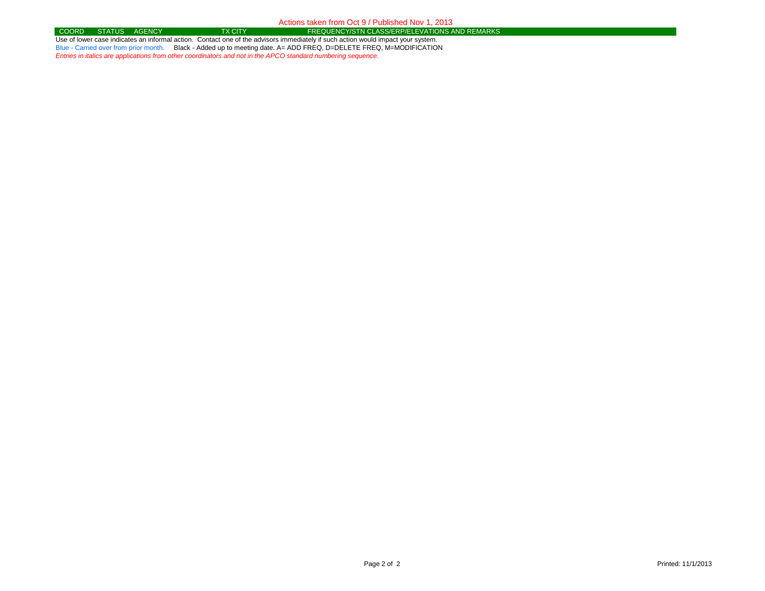Actions taken from Oct 9 / Published Nov 1, 2013

| COORD | STATUS | AGENCY | TX CITY | FREQUENCY/STN CLASS/ERP/ELEVATIONS AND REMARKS |
| --- | --- | --- | --- | --- |

Use of lower case indicates an informal action. Contact one of the advisors immediately if such action would impact your system.

Blue - Carried over from prior month. Black - Added up to meeting date. A= ADD FREQ, D=DELETE FREQ, M=MODIFICATION

*Entries in italics are applications from other coordinators and not in the APCO standard numbering sequence.*